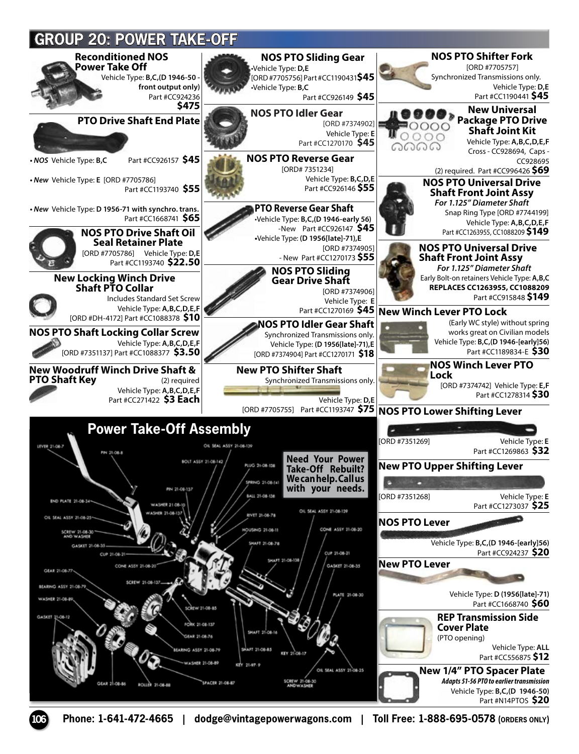# GROUP 20: POWER TAKE-OFF

### Reconditioned NOS Power Take Off

Vehicle Type: **B,C,(D 1946-50 - front output only)**
Part #CC924236 **$475**

### PTO Drive Shaft End Plate

• ***NOS*** Vehicle Type: **B,C** Part #CC926157 **$45**

• ***New*** Vehicle Type: **E** [ORD #7705786]
Part #CC1193740 **$55**

• ***New*** Vehicle Type: **D 1956-71 with synchro. trans.**
Part #CC1668741 **$65**

### NOS PTO Drive Shaft Oil Seal Retainer Plate

[ORD #7705786] Vehicle Type: **D,E**
Part #CC1193740 **$22.50**

### New Locking Winch Drive Shaft PTO Collar

Includes Standard Set Screw
Vehicle Type: **A,B,C,D,E,F**
[ORD #DH-4172] Part #CC1088378 **$10**

### NOS PTO Shaft Locking Collar Screw

Vehicle Type: **A,B,C,D,E,F**
[ORD #7351137] Part #CC1088377 **$3.50**

### New Woodruff Winch Drive Shaft & PTO Shaft Key

(2) required
Vehicle Type: **A,B,C,D,E,F**
Part #CC271422 **$3 Each**

### NOS PTO Sliding Gear

•Vehicle Type: **D,E**
[ORD #7705756] Part #CC1190431 **$45**
•Vehicle Type: **B,C**
Part #CC926149 **$45**

### NOS PTO Idler Gear

[ORD #7374902]
Vehicle Type: **E**
Part #CC1270170 **$45**

### NOS PTO Reverse Gear

[ORD# 7351234]
Vehicle Type: **B,C,D,E**
Part #CC926146 **$55**

### PTO Reverse Gear Shaft

•Vehicle Type: **B,C,(D 1946-early 56)**
-New Part #CC926147 **$45**
•Vehicle Type: **(D 1956[late]-71),E**
[ORD #7374905]
- New Part #CC1270173 **$55**

### NOS PTO Sliding Gear Drive Shaft

[ORD #7374906]
Vehicle Type: **E**
Part #CC1270169 **$45**

### NOS PTO Idler Gear Shaft

Synchronized Transmissions only.
Vehicle Type: **(D 1956[late]-71),E**
[ORD #7374904] Part #CC1270171 **$18**

### New PTO Shifter Shaft

Synchronized Transmissions only.
Vehicle Type: **D,E**
[ORD #7705755] Part #CC1193747 **$75**

### NOS PTO Shifter Fork

[ORD #7705757]
Synchronized Transmissions only.
Vehicle Type: **D,E**
Part #CC1190441 **$45**

### New Universal Package PTO Drive Shaft Joint Kit

Vehicle Type: **A,B,C,D,E,F**
Cross - CC928694, Caps - CC928695
(2) required. Part #CC996426 **$69**

### NOS PTO Universal Drive Shaft Front Joint Assy

***For 1.125" Diameter Shaft***
Snap Ring Type [ORD #7744199]
Vehicle Type: **A,B,C,D,E,F**
Part #CC1263955, CC1088209 **$149**

### NOS PTO Universal Drive Shaft Front Joint Assy

***For 1.125" Diameter Shaft***
Early Bolt-on retainers Vehicle Type: **A,B,C**
**REPLACES CC1263955, CC1088209**
Part #CC915848 **$149**

### New Winch Lever PTO Lock

(Early WC style) without spring works great on Civilian models
Vehicle Type: **B,C,(D 1946-[early]56)**
Part #CC1189834-E **$30**

### NOS Winch Lever PTO Lock

[ORD #7374742] Vehicle Type: **E,F**
Part #CC1278314 **$30**

### NOS PTO Lower Shifting Lever

[ORD #7351269] Vehicle Type: **E**
Part #CC1269863 **$32**

### New PTO Upper Shifting Lever

[ORD #7351268] Vehicle Type: **E**
Part #CC1273037 **$25**

### NOS PTO Lever

Vehicle Type: **B,C,(D 1946-[early]56)**
Part #CC924237 **$20**

### New PTO Lever

Vehicle Type: **D (1956[late]-71)**
Part #CC1668740 **$60**

### REP Transmission Side Cover Plate

(PTO opening)
Vehicle Type: **ALL**
Part #CC556875 **$12**

### New 1/4" PTO Spacer Plate

***Adapts 51-56 PTO to earlier transmission***
Vehicle Type: **B,C,(D 1946-50)**
Part #N14PTOS **$20**

## Power Take-Off Assembly

**Need Your Power Take-Off Rebuilt? We can help. Call us with your needs.**

Phone: 1-641-472-4665 | dodge@vintagepowerwagons.com | Toll Free: 1-888-695-0578 (ORDERS ONLY)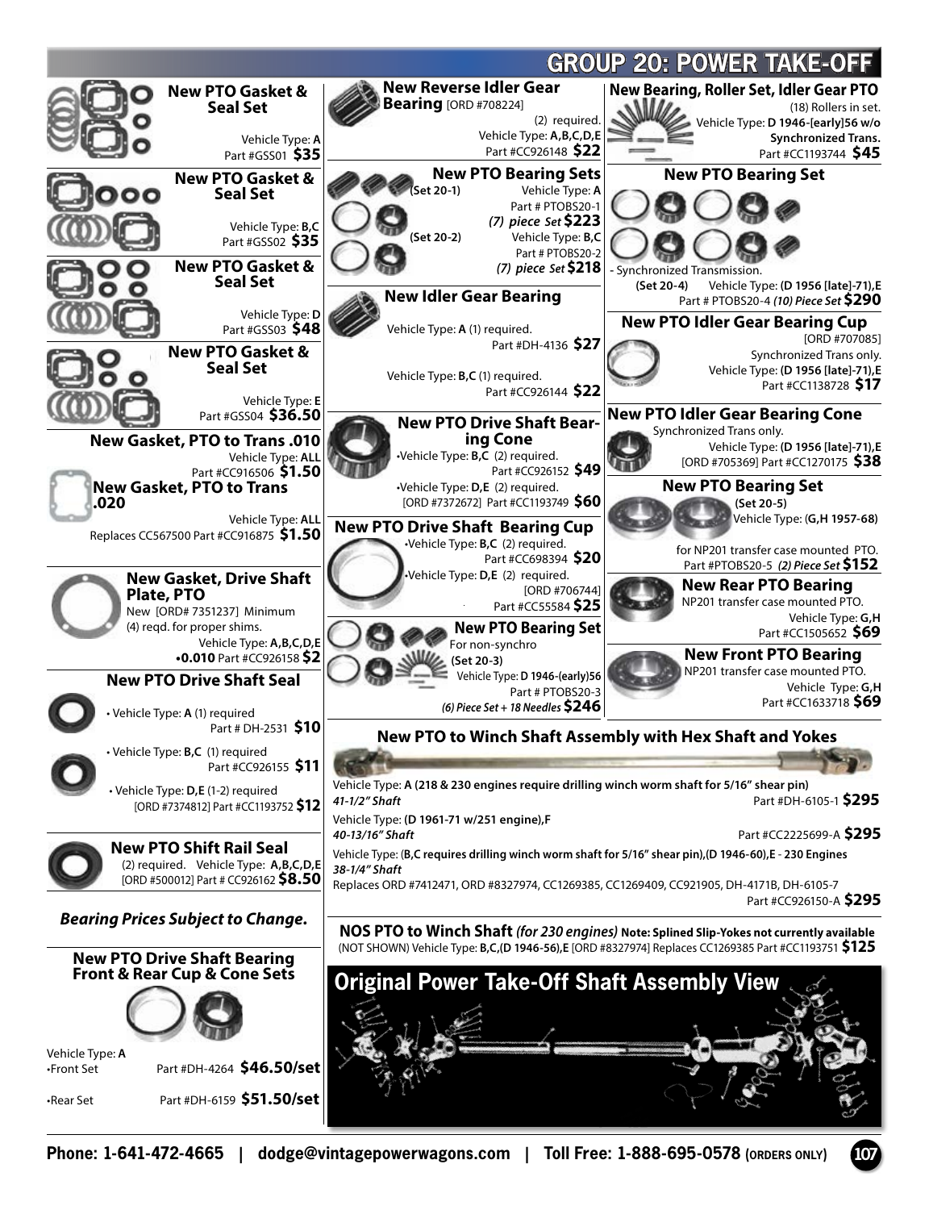# GROUP 20: POWER TAKE-OFF

### New PTO Gasket & Seal Set

Vehicle Type: **A**
Part #GSS01 **$35**

### New PTO Gasket & Seal Set

Vehicle Type: **B,C**
Part #GSS02 **$35**

### New PTO Gasket & Seal Set

Vehicle Type: **D**
Part #GSS03 **$48**

### New PTO Gasket & Seal Set

Vehicle Type: **E**
Part #GSS04 **$36.50**

### New Gasket, PTO to Trans .010

Vehicle Type: **ALL**
Part #CC916506 **$1.50**

### New Gasket, PTO to Trans .020

Vehicle Type: **ALL**
Replaces CC567500 Part #CC916875 **$1.50**

### New Gasket, Drive Shaft Plate, PTO

New [ORD# 7351237] Minimum (4) reqd. for proper shims.
Vehicle Type: **A,B,C,D,E**
**•0.010** Part #CC926158 **$2**

### New PTO Drive Shaft Seal

- Vehicle Type: **A** (1) required Part # DH-2531 **$10**
- Vehicle Type: **B,C** (1) required Part #CC926155 **$11**
- Vehicle Type: **D,E** (1-2) required [ORD #7374812] Part #CC1193752 **$12**

### New PTO Shift Rail Seal

(2) required. Vehicle Type: **A,B,C,D,E**
[ORD #500012] Part # CC926162 **$8.50**

***Bearing Prices Subject to Change.***

### New PTO Drive Shaft Bearing Front & Rear Cup & Cone Sets

Vehicle Type: **A**
- Front Set Part #DH-4264 **$46.50/set**
- Rear Set Part #DH-6159 **$51.50/set**

### New Reverse Idler Gear Bearing [ORD #708224]

(2) required.
Vehicle Type: **A,B,C,D,E**
Part #CC926148 **$22**

### New PTO Bearing Sets

**(Set 20-1)** Vehicle Type: **A**
Part # PTOBS20-1
***(7) piece Set* $223**

**(Set 20-2)** Vehicle Type: **B,C**
Part # PTOBS20-2
***(7) piece Set* $218**

### New Idler Gear Bearing

Vehicle Type: **A** (1) required.
Part #DH-4136 **$27**

Vehicle Type: **B,C** (1) required.
Part #CC926144 **$22**

### New PTO Drive Shaft Bearing Cone

- Vehicle Type: **B,C** (2) required. Part #CC926152 **$49**
- Vehicle Type: **D,E** (2) required. [ORD #7372672] Part #CC1193749 **$60**

### New PTO Drive Shaft Bearing Cup

- Vehicle Type: **B,C** (2) required. Part #CC698394 **$20**
- Vehicle Type: **D,E** (2) required. [ORD #706744] Part #CC55584 **$25**

### New PTO Bearing Set

For non-synchro
**(Set 20-3)**
Vehicle Type: **D 1946-(early)56**
Part # PTOBS20-3
***(6) Piece Set + 18 Needles* $246**

### New Bearing, Roller Set, Idler Gear PTO

(18) Rollers in set.
Vehicle Type: **D 1946-[early]56 w/o Synchronized Trans.**
Part #CC1193744 **$45**

### New PTO Bearing Set

- Synchronized Transmission.
**(Set 20-4)** Vehicle Type: **(D 1956 [late]-71),E**
Part # PTOBS20-4 ***(10) Piece Set* $290**

### New PTO Idler Gear Bearing Cup

[ORD #707085]
Synchronized Trans only.
Vehicle Type: **(D 1956 [late]-71),E**
Part #CC1138728 **$17**

### New PTO Idler Gear Bearing Cone

Synchronized Trans only.
Vehicle Type: **(D 1956 [late]-71),E**
[ORD #705369] Part #CC1270175 **$38**

### New PTO Bearing Set

**(Set 20-5)**
Vehicle Type: **(G,H 1957-68)**
for NP201 transfer case mounted PTO.
Part #PTOBS20-5 ***(2) Piece Set* $152**

### New Rear PTO Bearing

NP201 transfer case mounted PTO.
Vehicle Type: **G,H**
Part #CC1505652 **$69**

### New Front PTO Bearing

NP201 transfer case mounted PTO.
Vehicle Type: **G,H**
Part #CC1633718 **$69**

### New PTO to Winch Shaft Assembly with Hex Shaft and Yokes

Vehicle Type: **A (218 & 230 engines require drilling winch worm shaft for 5/16" shear pin)**
***41-1/2" Shaft*** Part #DH-6105-1 **$295**

Vehicle Type: **(D 1961-71 w/251 engine),F**
***40-13/16" Shaft*** Part #CC2225699-A **$295**

Vehicle Type: **(B,C requires drilling winch worm shaft for 5/16" shear pin),(D 1946-60),E - 230 Engines**
***38-1/4" Shaft***
Replaces ORD #7412471, ORD #8327974, CC1269385, CC1269409, CC921905, DH-4171B, DH-6105-7
Part #CC926150-A **$295**

**NOS PTO to Winch Shaft** ***(for 230 engines)*** **Note: Splined Slip-Yokes not currently available**
(NOT SHOWN) Vehicle Type: **B,C,(D 1946-56),E** [ORD #8327974] Replaces CC1269385 Part #CC1193751 **$125**

## Original Power Take-Off Shaft Assembly View

Phone: 1-641-472-4665 | dodge@vintagepowerwagons.com | Toll Free: 1-888-695-0578 (ORDERS ONLY)